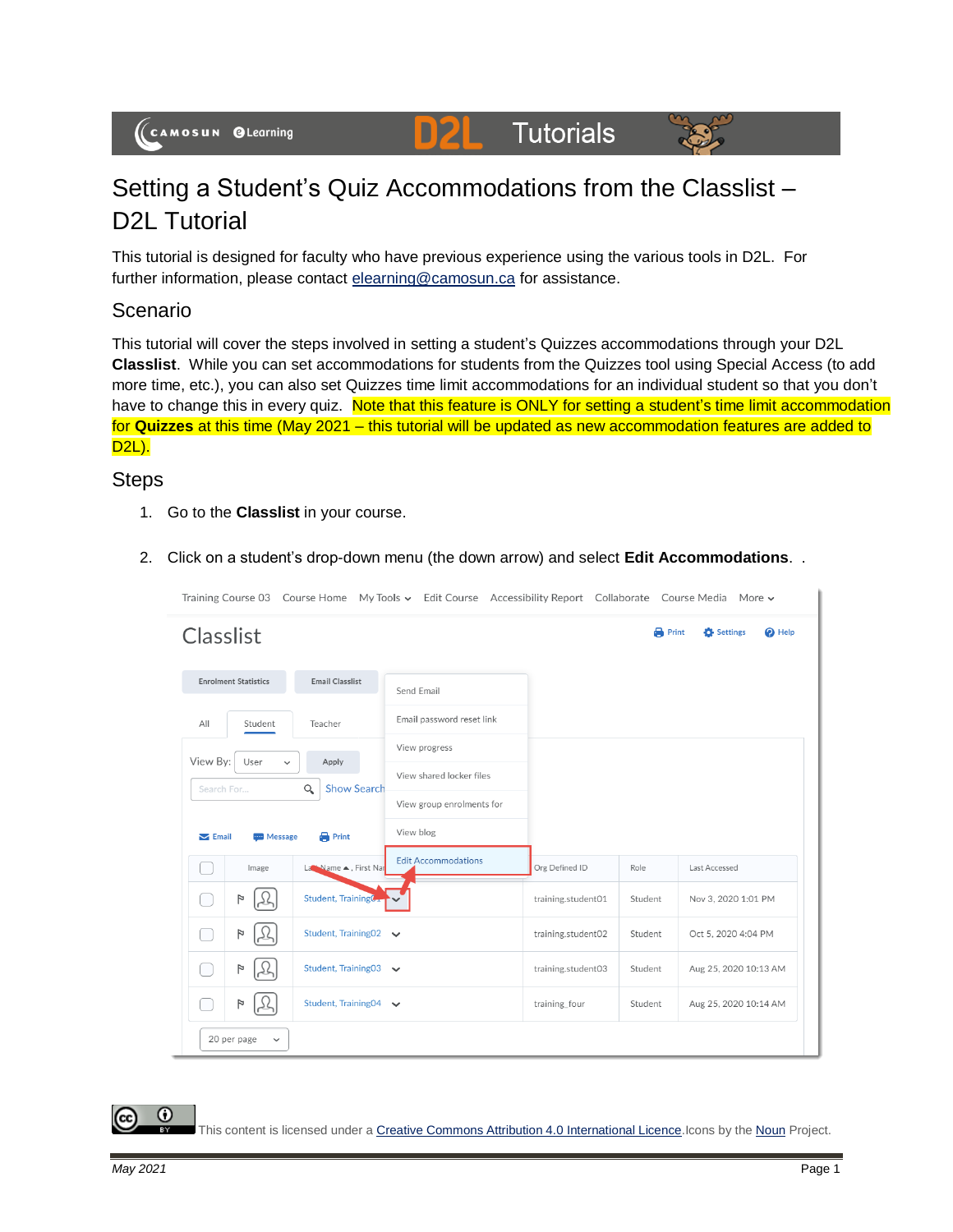# Setting a Student's Quiz Accommodations from the Classlist – D2L Tutorial

This tutorial is designed for faculty who have previous experience using the various tools in D2L. For further information, please contact elearning@camosun.ca for assistance.

## Scenario

This tutorial will cover the steps involved in setting a student's Quizzes accommodations through your D2L **Classlist**. While you can set accommodations for students from the Quizzes tool using Special Access (to add more time, etc.), you can also set Quizzes time limit accommodations for an individual student so that you don't have to change this in every quiz. Note that this feature is ONLY for setting a student's time limit accommodation for **Quizzes** at this time (May 2021 – this tutorial will be updated as new accommodation features are added to D2L).

## Steps

1. Go to the **Classlist** in your course.

2. Click on a student's drop-down menu (the down arrow) and select **Edit Accommodations**. .

This content is licensed under a Creative Commons Attribution 4.0 International Licence. Icons by the Noun Project.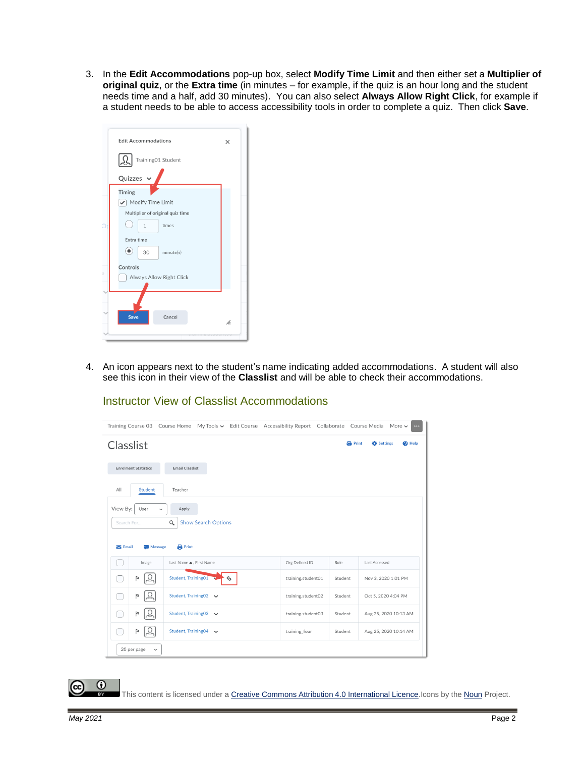3. In the **Edit Accommodations** pop-up box, select **Modify Time Limit** and then either set a **Multiplier of original quiz**, or the **Extra time** (in minutes – for example, if the quiz is an hour long and the student needs time and a half, add 30 minutes). You can also select **Always Allow Right Click**, for example if a student needs to be able to access accessibility tools in order to complete a quiz. Then click **Save**.

4. An icon appears next to the student's name indicating added accommodations. A student will also see this icon in their view of the **Classlist** and will be able to check their accommodations.

## Instructor View of Classlist Accommodations

This content is licensed under a Creative Commons Attribution 4.0 International Licence. Icons by the Noun Project.

*May 2021*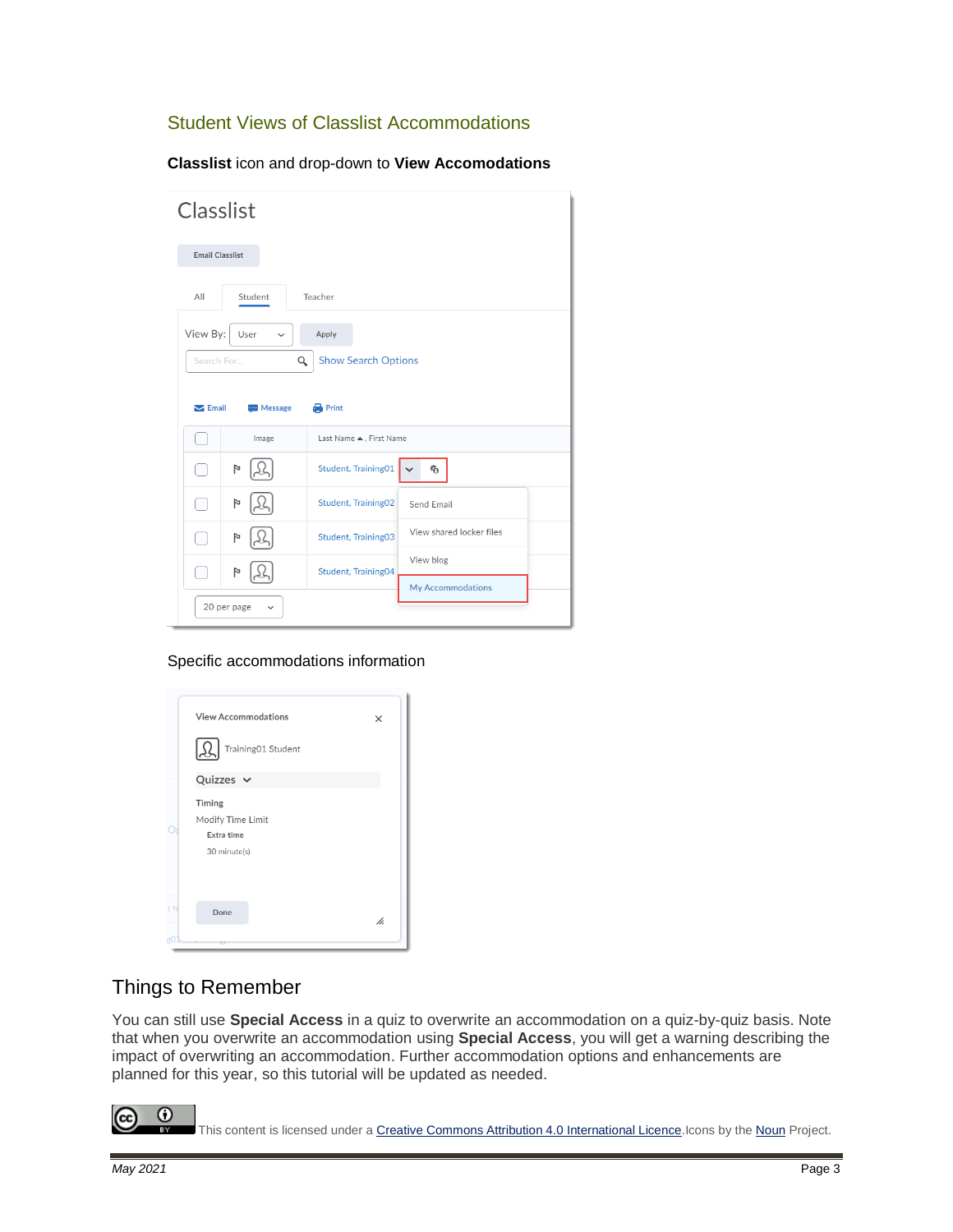## Student Views of Classlist Accommodations

**Classlist** icon and drop-down to **View Accomodations**

Specific accommodations information

# Things to Remember

You can still use **Special Access** in a quiz to overwrite an accommodation on a quiz-by-quiz basis. Note that when you overwrite an accommodation using **Special Access**, you will get a warning describing the impact of overwriting an accommodation. Further accommodation options and enhancements are planned for this year, so this tutorial will be updated as needed.

This content is licensed under a [Creative Commons Attribution 4.0 International Licence](). Icons by the [Noun]() Project.

*May 2021*